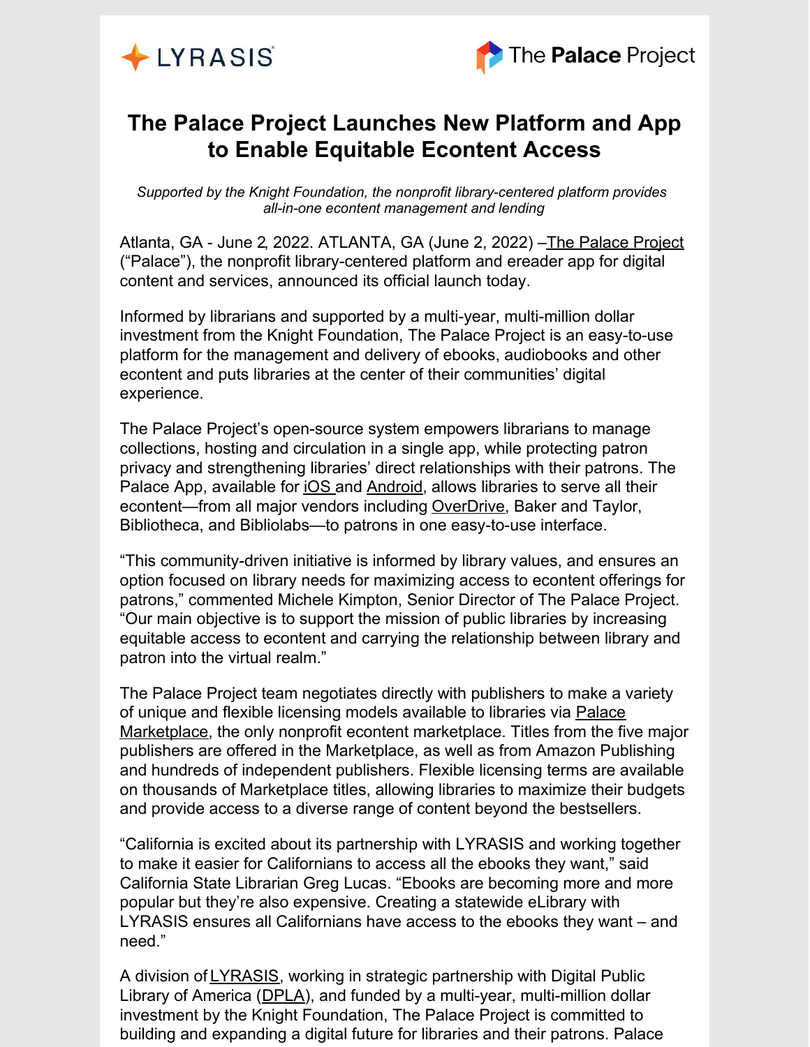LYRASIS

The Palace Project

# The Palace Project Launches New Platform and App to Enable Equitable Econtent Access

*Supported by the Knight Foundation, the nonprofit library-centered platform provides all-in-one econtent management and lending*

Atlanta, GA - June 2, 2022. ATLANTA, GA (June 2, 2022) –The Palace Project ("Palace"), the nonprofit library-centered platform and ereader app for digital content and services, announced its official launch today.

Informed by librarians and supported by a multi-year, multi-million dollar investment from the Knight Foundation, The Palace Project is an easy-to-use platform for the management and delivery of ebooks, audiobooks and other econtent and puts libraries at the center of their communities' digital experience.

The Palace Project's open-source system empowers librarians to manage collections, hosting and circulation in a single app, while protecting patron privacy and strengthening libraries' direct relationships with their patrons. The Palace App, available for iOS and Android, allows libraries to serve all their econtent—from all major vendors including OverDrive, Baker and Taylor, Bibliotheca, and Bibliolabs—to patrons in one easy-to-use interface.

"This community-driven initiative is informed by library values, and ensures an option focused on library needs for maximizing access to econtent offerings for patrons," commented Michele Kimpton, Senior Director of The Palace Project. "Our main objective is to support the mission of public libraries by increasing equitable access to econtent and carrying the relationship between library and patron into the virtual realm."

The Palace Project team negotiates directly with publishers to make a variety of unique and flexible licensing models available to libraries via Palace Marketplace, the only nonprofit econtent marketplace. Titles from the five major publishers are offered in the Marketplace, as well as from Amazon Publishing and hundreds of independent publishers. Flexible licensing terms are available on thousands of Marketplace titles, allowing libraries to maximize their budgets and provide access to a diverse range of content beyond the bestsellers.

"California is excited about its partnership with LYRASIS and working together to make it easier for Californians to access all the ebooks they want," said California State Librarian Greg Lucas. "Ebooks are becoming more and more popular but they're also expensive. Creating a statewide eLibrary with LYRASIS ensures all Californians have access to the ebooks they want – and need."

A division of LYRASIS, working in strategic partnership with Digital Public Library of America (DPLA), and funded by a multi-year, multi-million dollar investment by the Knight Foundation, The Palace Project is committed to building and expanding a digital future for libraries and their patrons. Palace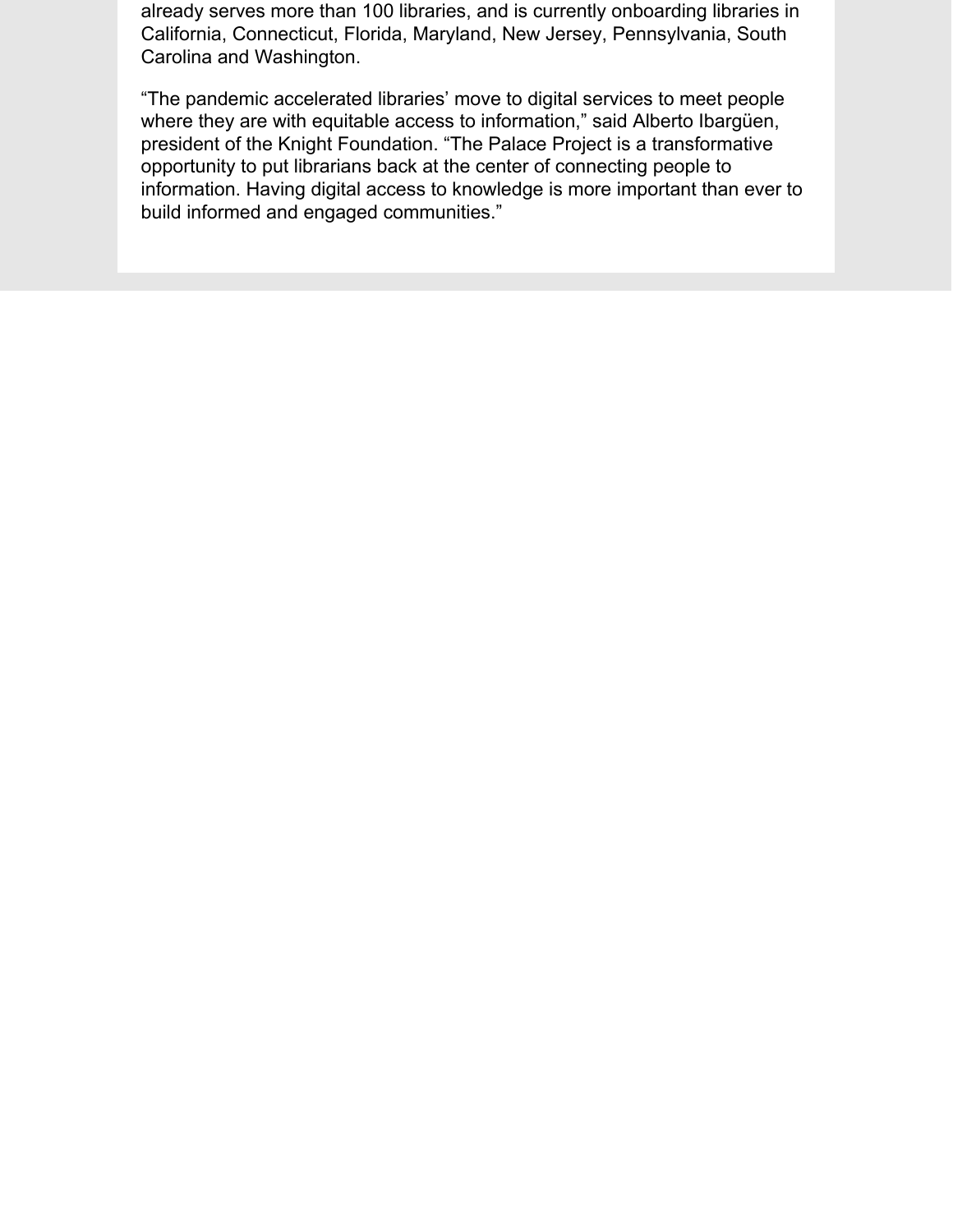already serves more than 100 libraries, and is currently onboarding libraries in California, Connecticut, Florida, Maryland, New Jersey, Pennsylvania, South Carolina and Washington.

“The pandemic accelerated libraries’ move to digital services to meet people where they are with equitable access to information,” said Alberto Ibargüen, president of the Knight Foundation. “The Palace Project is a transformative opportunity to put librarians back at the center of connecting people to information. Having digital access to knowledge is more important than ever to build informed and engaged communities.”